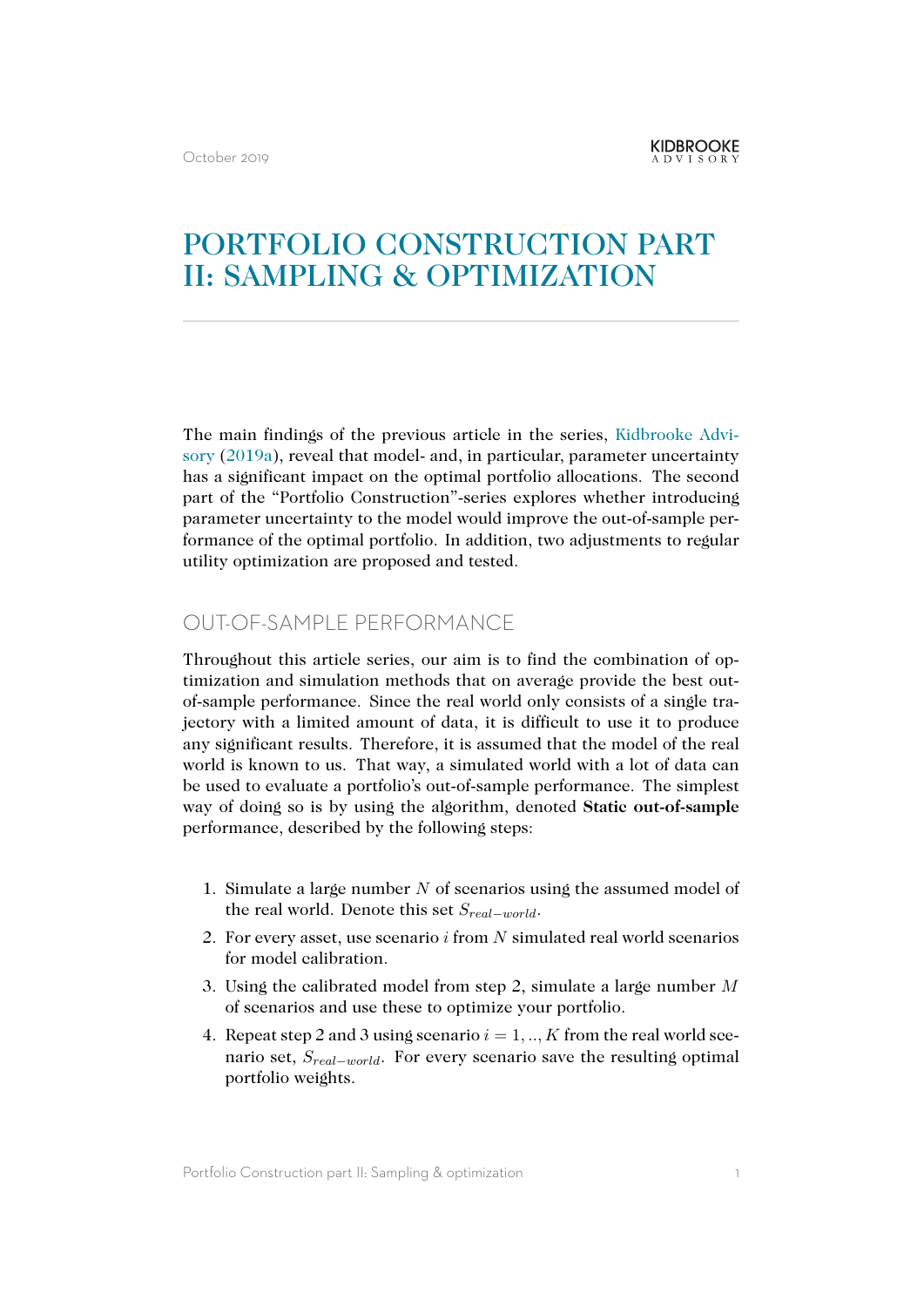October 2019

# PORTFOLIO CONSTRUCTION PART II: SAMPLING & OPTIMIZATION

The main findings of the previous article in the series, Kidbrooke Advisory (2019a), reveal that model- and, in particular, parameter uncertainty has a significant impact on the optimal portfolio allocations. The second part of the "Portfolio Construction"-series explores whether introducing parameter uncertainty to the model would improve the out-of-sample performance of the optimal portfolio. In addition, two adjustments to regular utility optimization are proposed and tested.

## OUT-OF-SAMPLE PERFORMANCE

Throughout this article series, our aim is to find the combination of optimization and simulation methods that on average provide the best out-of-sample performance. Since the real world only consists of a single trajectory with a limited amount of data, it is difficult to use it to produce any significant results. Therefore, it is assumed that the model of the real world is known to us. That way, a simulated world with a lot of data can be used to evaluate a portfolio's out-of-sample performance. The simplest way of doing so is by using the algorithm, denoted **Static out-of-sample** performance, described by the following steps:

1. Simulate a large number $N$ of scenarios using the assumed model of the real world. Denote this set $S_{real-world}$.
2. For every asset, use scenario $i$ from $N$ simulated real world scenarios for model calibration.
3. Using the calibrated model from step 2, simulate a large number $M$ of scenarios and use these to optimize your portfolio.
4. Repeat step 2 and 3 using scenario $i = 1, .., K$ from the real world scenario set, $S_{real-world}$. For every scenario save the resulting optimal portfolio weights.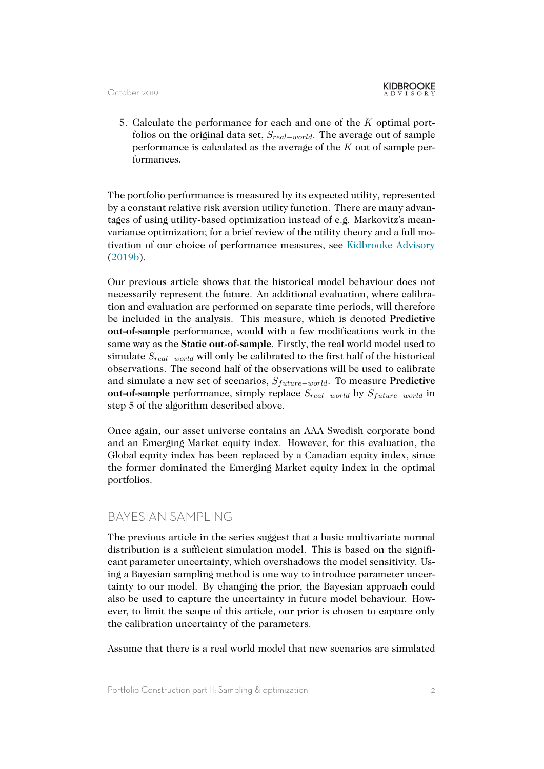5. Calculate the performance for each and one of the $K$ optimal portfolios on the original data set, $S_{real-world}$. The average out of sample performance is calculated as the average of the $K$ out of sample performances.

The portfolio performance is measured by its expected utility, represented by a constant relative risk aversion utility function. There are many advantages of using utility-based optimization instead of e.g. Markovitz's mean-variance optimization; for a brief review of the utility theory and a full motivation of our choice of performance measures, see Kidbrooke Advisory (2019b).

Our previous article shows that the historical model behaviour does not necessarily represent the future. An additional evaluation, where calibration and evaluation are performed on separate time periods, will therefore be included in the analysis. This measure, which is denoted **Predictive out-of-sample** performance, would with a few modifications work in the same way as the **Static out-of-sample**. Firstly, the real world model used to simulate $S_{real-world}$ will only be calibrated to the first half of the historical observations. The second half of the observations will be used to calibrate and simulate a new set of scenarios, $S_{future-world}$. To measure **Predictive out-of-sample** performance, simply replace $S_{real-world}$ by $S_{future-world}$ in step 5 of the algorithm described above.

Once again, our asset universe contains an AAA Swedish corporate bond and an Emerging Market equity index. However, for this evaluation, the Global equity index has been replaced by a Canadian equity index, since the former dominated the Emerging Market equity index in the optimal portfolios.

## BAYESIAN SAMPLING

The previous article in the series suggest that a basic multivariate normal distribution is a sufficient simulation model. This is based on the significant parameter uncertainty, which overshadows the model sensitivity. Using a Bayesian sampling method is one way to introduce parameter uncertainty to our model. By changing the prior, the Bayesian approach could also be used to capture the uncertainty in future model behaviour. However, to limit the scope of this article, our prior is chosen to capture only the calibration uncertainty of the parameters.

Assume that there is a real world model that new scenarios are simulated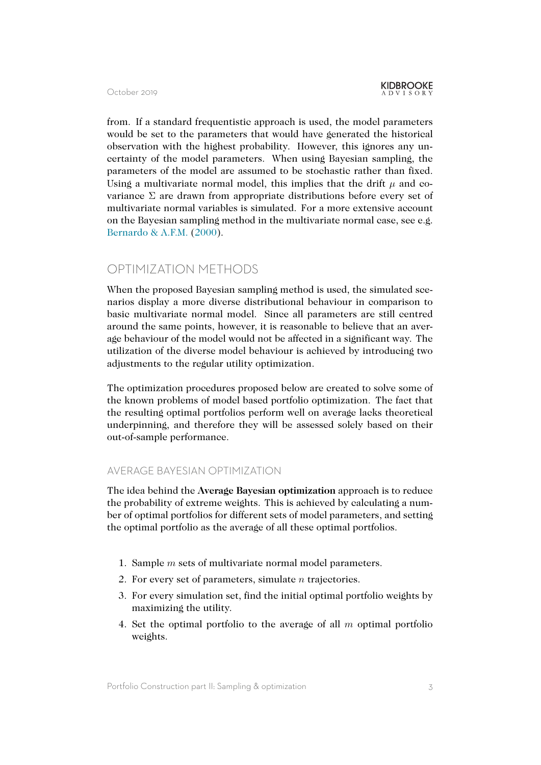from. If a standard frequentistic approach is used, the model parameters would be set to the parameters that would have generated the historical observation with the highest probability. However, this ignores any uncertainty of the model parameters. When using Bayesian sampling, the parameters of the model are assumed to be stochastic rather than fixed. Using a multivariate normal model, this implies that the drift $\mu$ and covariance $\Sigma$ are drawn from appropriate distributions before every set of multivariate normal variables is simulated. For a more extensive account on the Bayesian sampling method in the multivariate normal case, see e.g. Bernardo & A.F.M. (2000).

## OPTIMIZATION METHODS

When the proposed Bayesian sampling method is used, the simulated scenarios display a more diverse distributional behaviour in comparison to basic multivariate normal model. Since all parameters are still centred around the same points, however, it is reasonable to believe that an average behaviour of the model would not be affected in a significant way. The utilization of the diverse model behaviour is achieved by introducing two adjustments to the regular utility optimization.

The optimization procedures proposed below are created to solve some of the known problems of model based portfolio optimization. The fact that the resulting optimal portfolios perform well on average lacks theoretical underpinning, and therefore they will be assessed solely based on their out-of-sample performance.

### AVERAGE BAYESIAN OPTIMIZATION

The idea behind the **Average Bayesian optimization** approach is to reduce the probability of extreme weights. This is achieved by calculating a number of optimal portfolios for different sets of model parameters, and setting the optimal portfolio as the average of all these optimal portfolios.

1. Sample $m$ sets of multivariate normal model parameters.
2. For every set of parameters, simulate $n$ trajectories.
3. For every simulation set, find the initial optimal portfolio weights by maximizing the utility.
4. Set the optimal portfolio to the average of all $m$ optimal portfolio weights.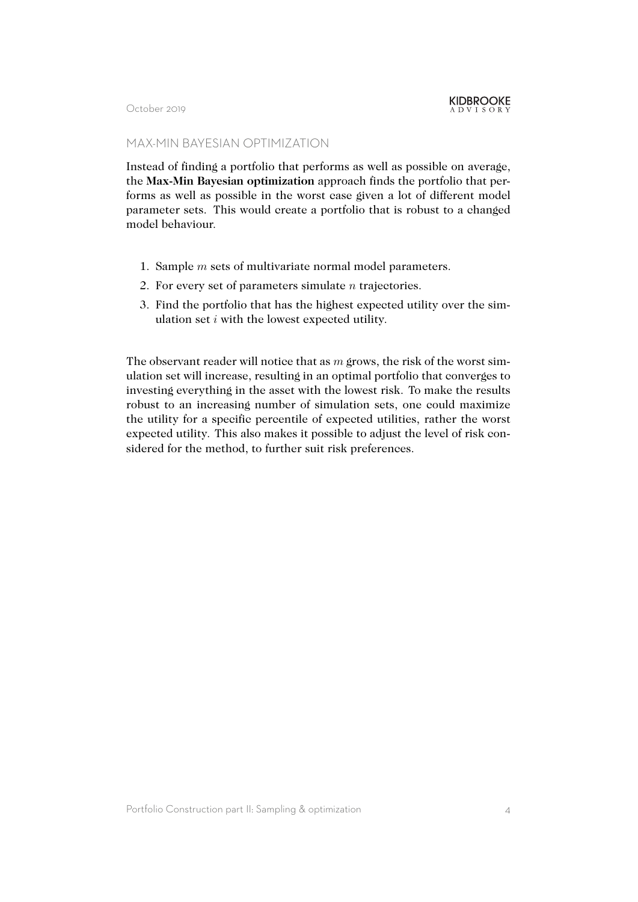## MAX-MIN BAYESIAN OPTIMIZATION

Instead of finding a portfolio that performs as well as possible on average, the **Max-Min Bayesian optimization** approach finds the portfolio that performs as well as possible in the worst case given a lot of different model parameter sets. This would create a portfolio that is robust to a changed model behaviour.

1. Sample $m$ sets of multivariate normal model parameters.
2. For every set of parameters simulate $n$ trajectories.
3. Find the portfolio that has the highest expected utility over the simulation set $i$ with the lowest expected utility.

The observant reader will notice that as $m$ grows, the risk of the worst simulation set will increase, resulting in an optimal portfolio that converges to investing everything in the asset with the lowest risk. To make the results robust to an increasing number of simulation sets, one could maximize the utility for a specific percentile of expected utilities, rather the worst expected utility. This also makes it possible to adjust the level of risk considered for the method, to further suit risk preferences.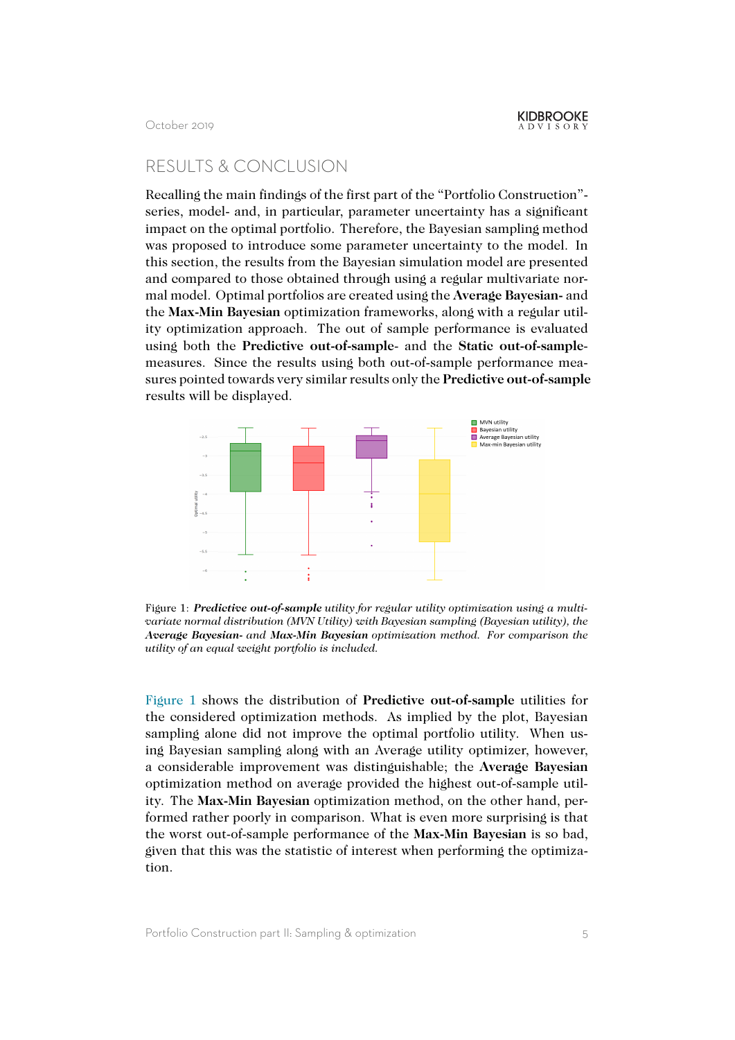## RESULTS & CONCLUSION

Recalling the main findings of the first part of the "Portfolio Construction"-series, model- and, in particular, parameter uncertainty has a significant impact on the optimal portfolio. Therefore, the Bayesian sampling method was proposed to introduce some parameter uncertainty to the model. In this section, the results from the Bayesian simulation model are presented and compared to those obtained through using a regular multivariate normal model. Optimal portfolios are created using the **Average Bayesian-** and the **Max-Min Bayesian** optimization frameworks, along with a regular utility optimization approach. The out of sample performance is evaluated using both the **Predictive out-of-sample-** and the **Static out-of-sample-** measures. Since the results using both out-of-sample performance measures pointed towards very similar results only the **Predictive out-of-sample** results will be displayed.

Figure 1: ***Predictive out-of-sample*** *utility for regular utility optimization using a multivariate normal distribution (MVN Utility) with Bayesian sampling (Bayesian utility), the* ***Average Bayesian-*** *and* ***Max-Min Bayesian*** *optimization method. For comparison the utility of an equal weight portfolio is included.*

Figure 1 shows the distribution of **Predictive out-of-sample** utilities for the considered optimization methods. As implied by the plot, Bayesian sampling alone did not improve the optimal portfolio utility. When using Bayesian sampling along with an Average utility optimizer, however, a considerable improvement was distinguishable; the **Average Bayesian** optimization method on average provided the highest out-of-sample utility. The **Max-Min Bayesian** optimization method, on the other hand, performed rather poorly in comparison. What is even more surprising is that the worst out-of-sample performance of the **Max-Min Bayesian** is so bad, given that this was the statistic of interest when performing the optimization.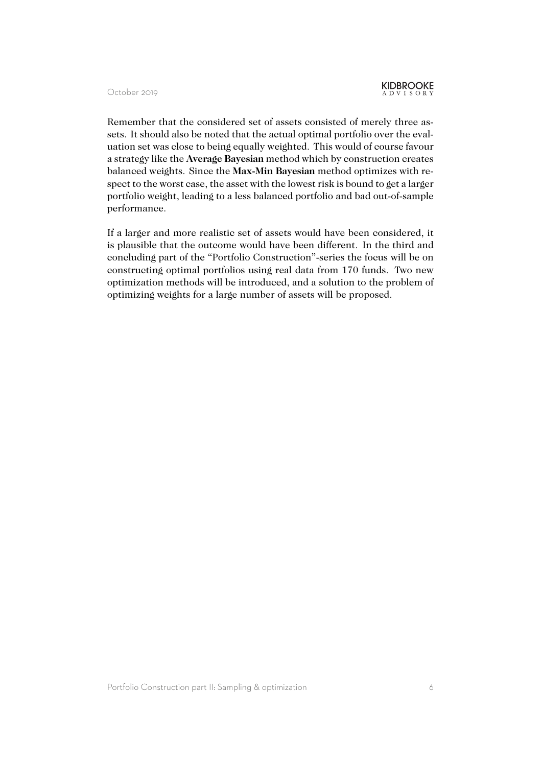Remember that the considered set of assets consisted of merely three assets. It should also be noted that the actual optimal portfolio over the evaluation set was close to being equally weighted. This would of course favour a strategy like the **Average Bayesian** method which by construction creates balanced weights. Since the **Max-Min Bayesian** method optimizes with respect to the worst case, the asset with the lowest risk is bound to get a larger portfolio weight, leading to a less balanced portfolio and bad out-of-sample performance.

If a larger and more realistic set of assets would have been considered, it is plausible that the outcome would have been different. In the third and concluding part of the "Portfolio Construction"-series the focus will be on constructing optimal portfolios using real data from 170 funds. Two new optimization methods will be introduced, and a solution to the problem of optimizing weights for a large number of assets will be proposed.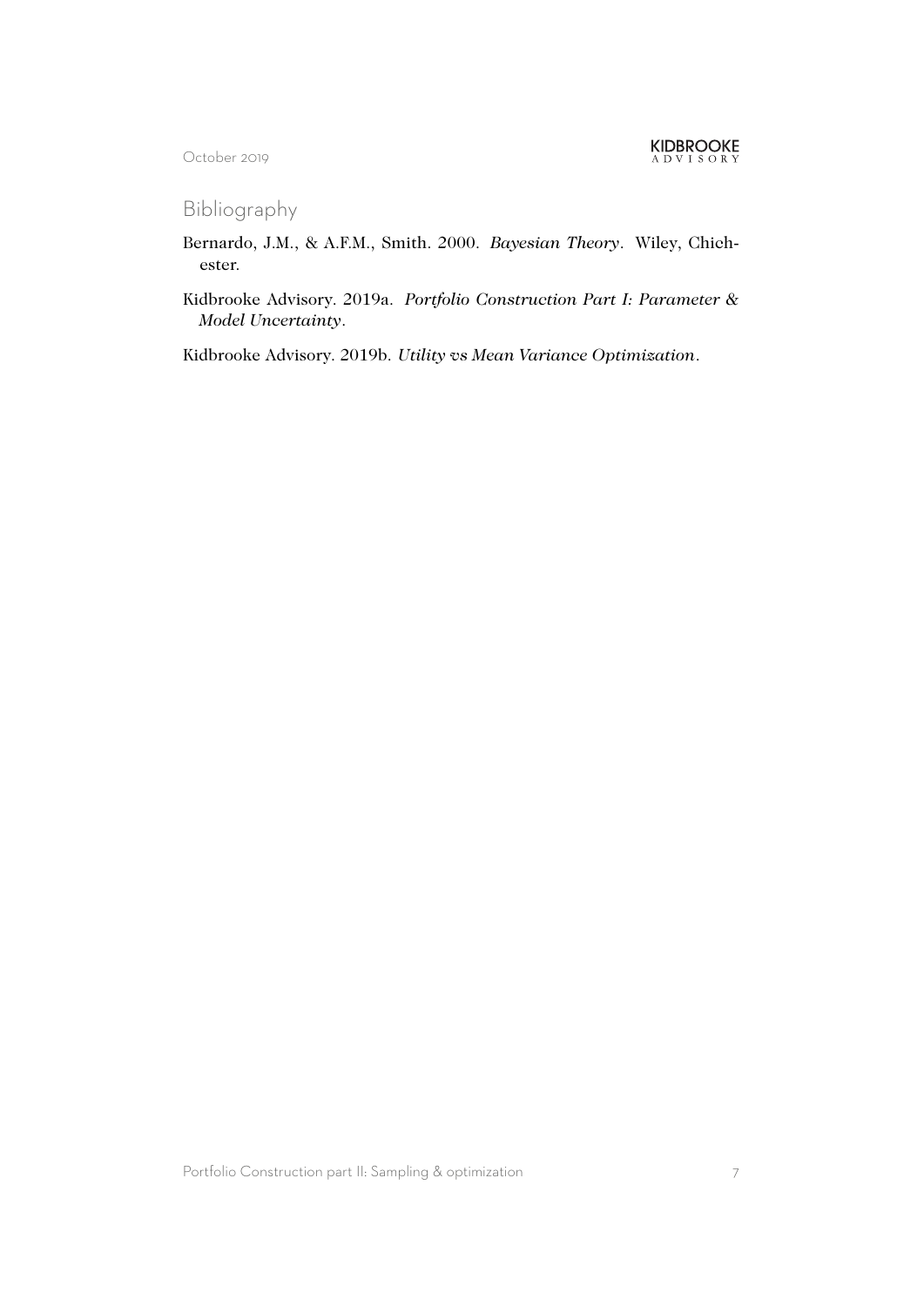## Bibliography

Bernardo, J.M., & A.F.M., Smith. 2000. *Bayesian Theory*. Wiley, Chichester.

Kidbrooke Advisory. 2019a. *Portfolio Construction Part I: Parameter & Model Uncertainty*.

Kidbrooke Advisory. 2019b. *Utility vs Mean Variance Optimization*.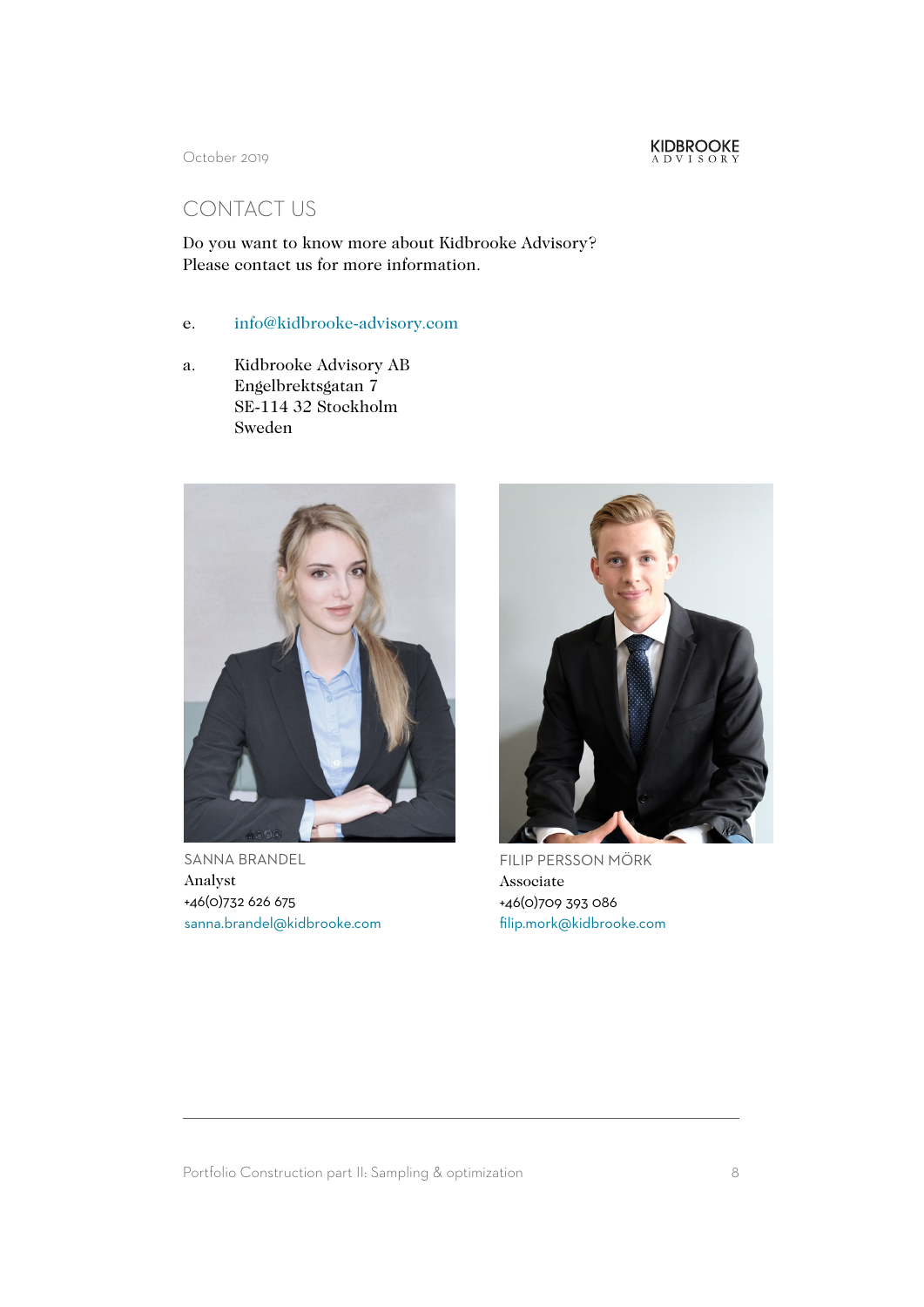October 2019

## CONTACT US

Do you want to know more about Kidbrooke Advisory?
Please contact us for more information.

e. info@kidbrooke-advisory.com

a. Kidbrooke Advisory AB
Engelbrektsgatan 7
SE-114 32 Stockholm
Sweden

SANNA BRANDEL
Analyst
+46(0)732 626 675
sanna.brandel@kidbrooke.com

FILIP PERSSON MÖRK
Associate
+46(0)709 393 086
filip.mork@kidbrooke.com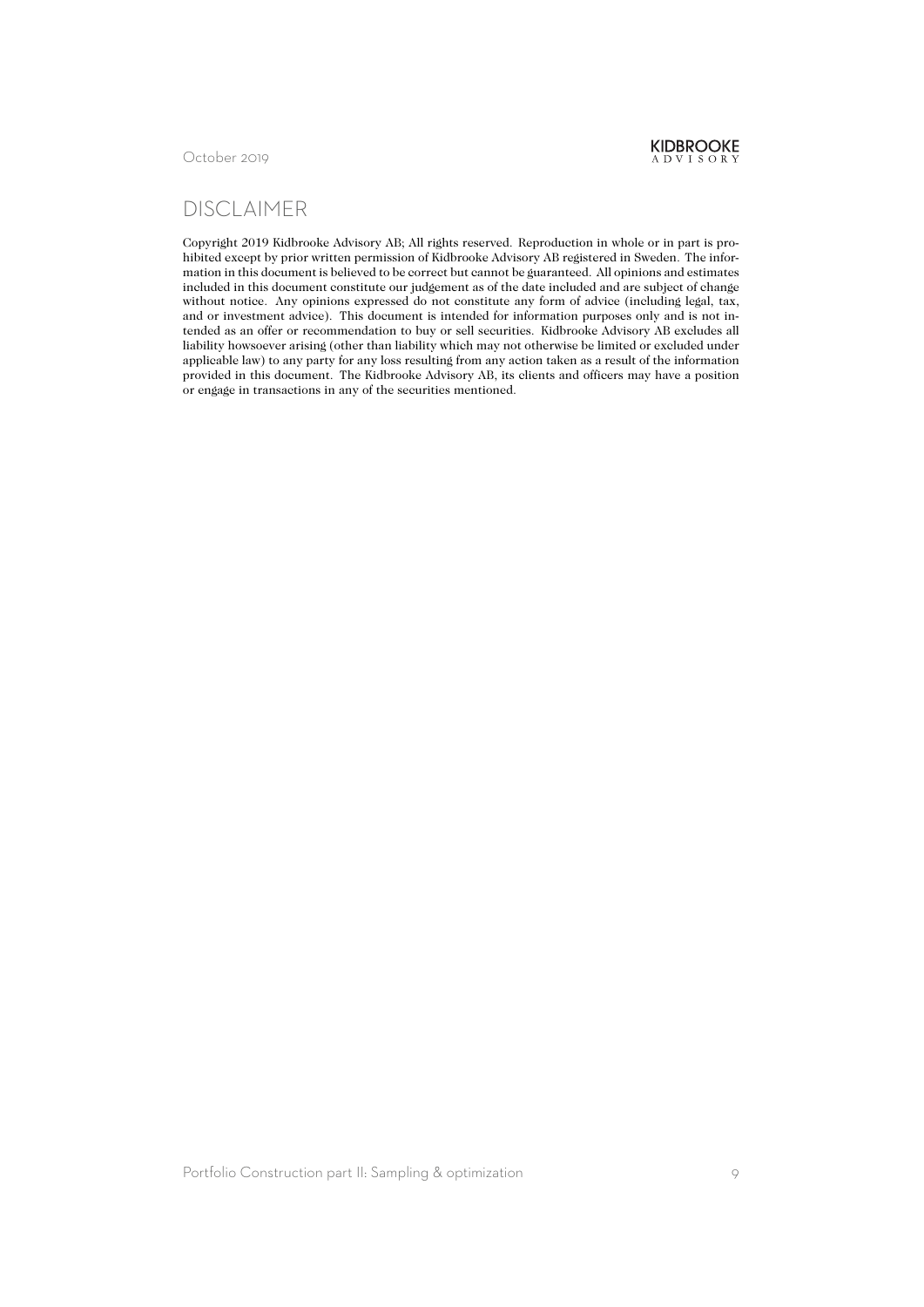# DISCLAIMER

Copyright 2019 Kidbrooke Advisory AB; All rights reserved. Reproduction in whole or in part is prohibited except by prior written permission of Kidbrooke Advisory AB registered in Sweden. The information in this document is believed to be correct but cannot be guaranteed. All opinions and estimates included in this document constitute our judgement as of the date included and are subject of change without notice. Any opinions expressed do not constitute any form of advice (including legal, tax, and or investment advice). This document is intended for information purposes only and is not intended as an offer or recommendation to buy or sell securities. Kidbrooke Advisory AB excludes all liability howsoever arising (other than liability which may not otherwise be limited or excluded under applicable law) to any party for any loss resulting from any action taken as a result of the information provided in this document. The Kidbrooke Advisory AB, its clients and officers may have a position or engage in transactions in any of the securities mentioned.